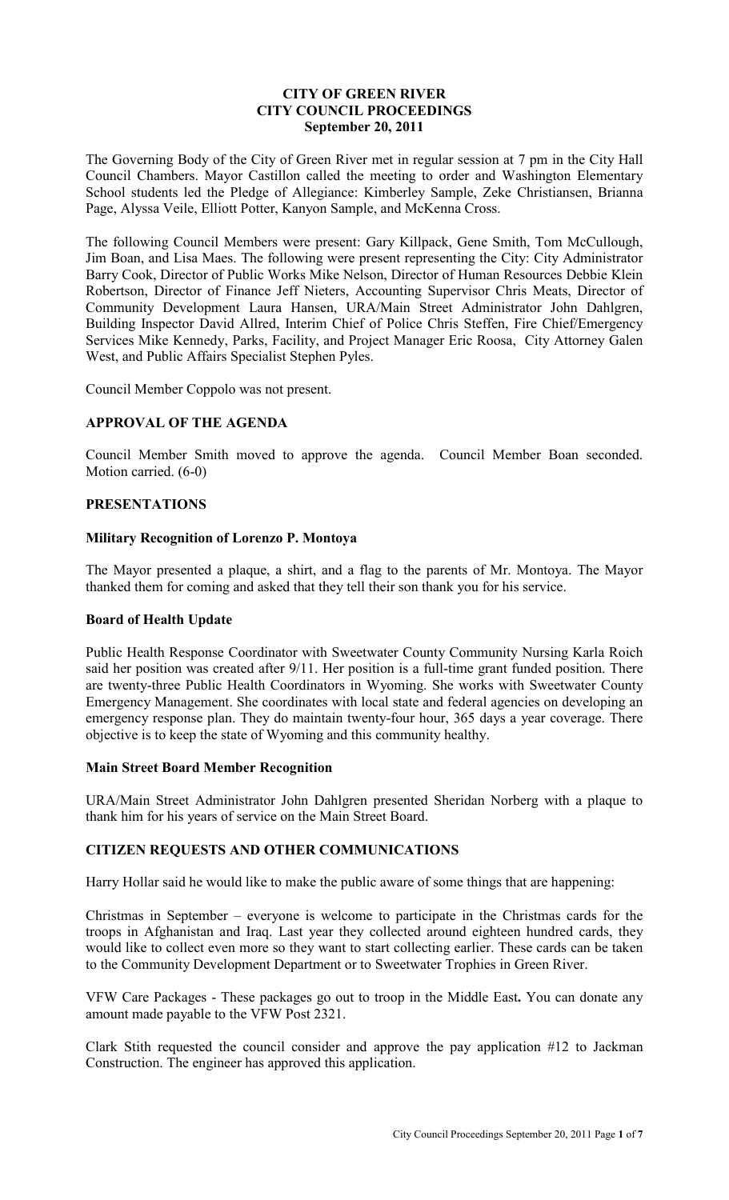# CITY OF GREEN RIVER
## CITY COUNCIL PROCEEDINGS
### September 20, 2011

The Governing Body of the City of Green River met in regular session at 7 pm in the City Hall Council Chambers. Mayor Castillon called the meeting to order and Washington Elementary School students led the Pledge of Allegiance: Kimberley Sample, Zeke Christiansen, Brianna Page, Alyssa Veile, Elliott Potter, Kanyon Sample, and McKenna Cross.

The following Council Members were present: Gary Killpack, Gene Smith, Tom McCullough, Jim Boan, and Lisa Maes. The following were present representing the City: City Administrator Barry Cook, Director of Public Works Mike Nelson, Director of Human Resources Debbie Klein Robertson, Director of Finance Jeff Nieters, Accounting Supervisor Chris Meats, Director of Community Development Laura Hansen, URA/Main Street Administrator John Dahlgren, Building Inspector David Allred, Interim Chief of Police Chris Steffen, Fire Chief/Emergency Services Mike Kennedy, Parks, Facility, and Project Manager Eric Roosa, City Attorney Galen West, and Public Affairs Specialist Stephen Pyles.

Council Member Coppolo was not present.

## APPROVAL OF THE AGENDA

Council Member Smith moved to approve the agenda. Council Member Boan seconded. Motion carried. (6-0)

## PRESENTATIONS

### Military Recognition of Lorenzo P. Montoya

The Mayor presented a plaque, a shirt, and a flag to the parents of Mr. Montoya. The Mayor thanked them for coming and asked that they tell their son thank you for his service.

### Board of Health Update

Public Health Response Coordinator with Sweetwater County Community Nursing Karla Roich said her position was created after 9/11. Her position is a full-time grant funded position. There are twenty-three Public Health Coordinators in Wyoming. She works with Sweetwater County Emergency Management. She coordinates with local state and federal agencies on developing an emergency response plan. They do maintain twenty-four hour, 365 days a year coverage. There objective is to keep the state of Wyoming and this community healthy.

### Main Street Board Member Recognition

URA/Main Street Administrator John Dahlgren presented Sheridan Norberg with a plaque to thank him for his years of service on the Main Street Board.

## CITIZEN REQUESTS AND OTHER COMMUNICATIONS

Harry Hollar said he would like to make the public aware of some things that are happening:

Christmas in September – everyone is welcome to participate in the Christmas cards for the troops in Afghanistan and Iraq. Last year they collected around eighteen hundred cards, they would like to collect even more so they want to start collecting earlier. These cards can be taken to the Community Development Department or to Sweetwater Trophies in Green River.

VFW Care Packages - These packages go out to troop in the Middle East**.** You can donate any amount made payable to the VFW Post 2321.

Clark Stith requested the council consider and approve the pay application #12 to Jackman Construction. The engineer has approved this application.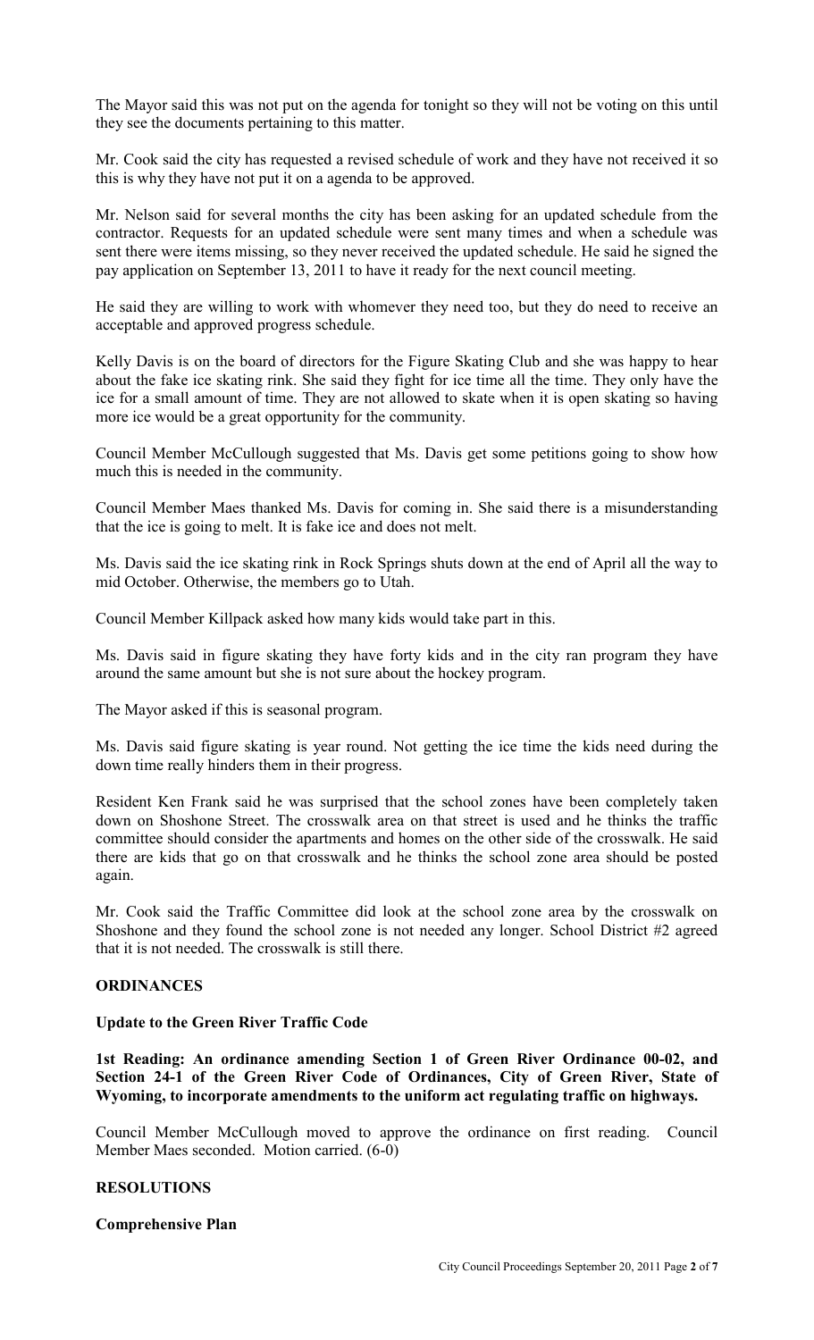The Mayor said this was not put on the agenda for tonight so they will not be voting on this until they see the documents pertaining to this matter.

Mr. Cook said the city has requested a revised schedule of work and they have not received it so this is why they have not put it on a agenda to be approved.

Mr. Nelson said for several months the city has been asking for an updated schedule from the contractor. Requests for an updated schedule were sent many times and when a schedule was sent there were items missing, so they never received the updated schedule. He said he signed the pay application on September 13, 2011 to have it ready for the next council meeting.

He said they are willing to work with whomever they need too, but they do need to receive an acceptable and approved progress schedule.

Kelly Davis is on the board of directors for the Figure Skating Club and she was happy to hear about the fake ice skating rink. She said they fight for ice time all the time. They only have the ice for a small amount of time. They are not allowed to skate when it is open skating so having more ice would be a great opportunity for the community.

Council Member McCullough suggested that Ms. Davis get some petitions going to show how much this is needed in the community.

Council Member Maes thanked Ms. Davis for coming in. She said there is a misunderstanding that the ice is going to melt. It is fake ice and does not melt.

Ms. Davis said the ice skating rink in Rock Springs shuts down at the end of April all the way to mid October. Otherwise, the members go to Utah.

Council Member Killpack asked how many kids would take part in this.

Ms. Davis said in figure skating they have forty kids and in the city ran program they have around the same amount but she is not sure about the hockey program.

The Mayor asked if this is seasonal program.

Ms. Davis said figure skating is year round. Not getting the ice time the kids need during the down time really hinders them in their progress.

Resident Ken Frank said he was surprised that the school zones have been completely taken down on Shoshone Street. The crosswalk area on that street is used and he thinks the traffic committee should consider the apartments and homes on the other side of the crosswalk. He said there are kids that go on that crosswalk and he thinks the school zone area should be posted again.

Mr. Cook said the Traffic Committee did look at the school zone area by the crosswalk on Shoshone and they found the school zone is not needed any longer. School District #2 agreed that it is not needed. The crosswalk is still there.

**ORDINANCES**

**Update to the Green River Traffic Code**

**1st Reading: An ordinance amending Section 1 of Green River Ordinance 00-02, and Section 24-1 of the Green River Code of Ordinances, City of Green River, State of Wyoming, to incorporate amendments to the uniform act regulating traffic on highways.**

Council Member McCullough moved to approve the ordinance on first reading. Council Member Maes seconded. Motion carried. (6-0)

**RESOLUTIONS**

**Comprehensive Plan**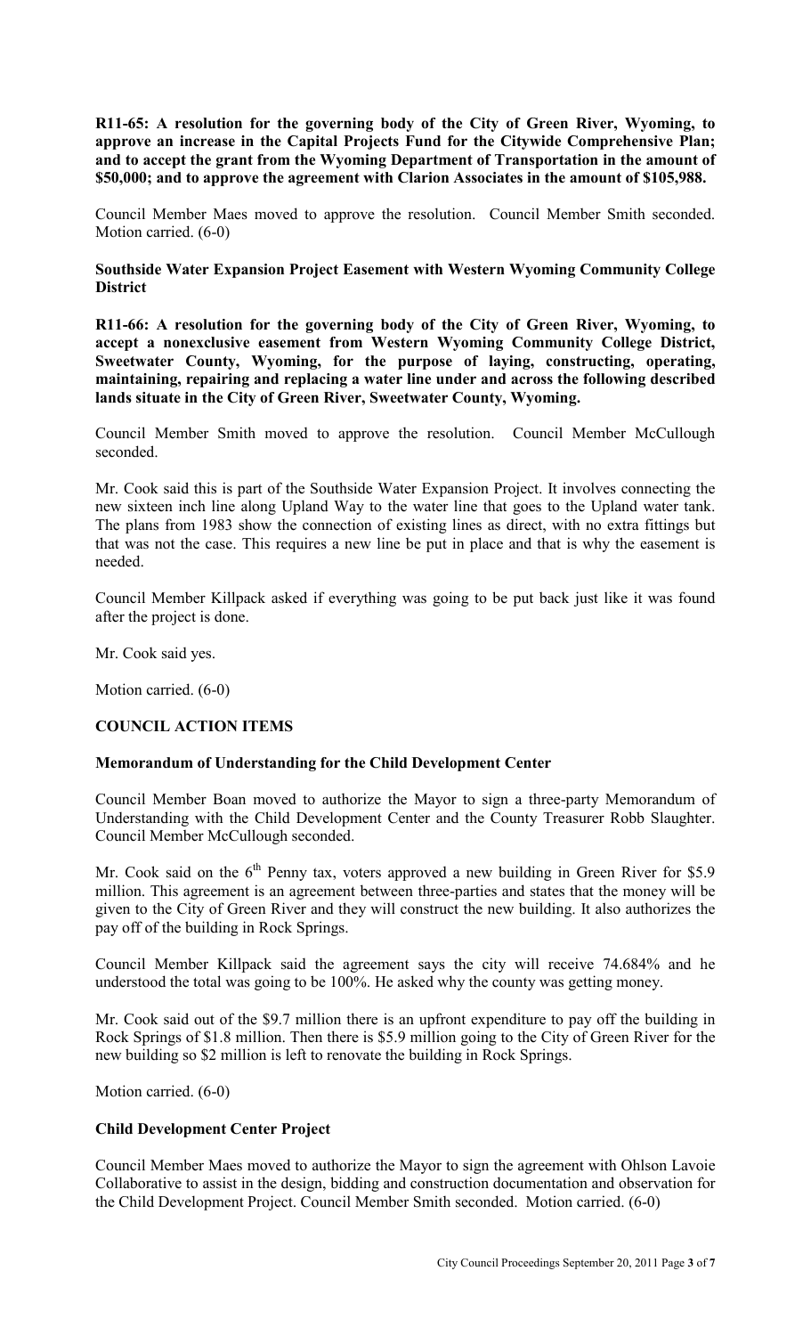**R11-65: A resolution for the governing body of the City of Green River, Wyoming, to approve an increase in the Capital Projects Fund for the Citywide Comprehensive Plan; and to accept the grant from the Wyoming Department of Transportation in the amount of $50,000; and to approve the agreement with Clarion Associates in the amount of $105,988.**

Council Member Maes moved to approve the resolution. Council Member Smith seconded. Motion carried. (6-0)

**Southside Water Expansion Project Easement with Western Wyoming Community College District**

**R11-66: A resolution for the governing body of the City of Green River, Wyoming, to accept a nonexclusive easement from Western Wyoming Community College District, Sweetwater County, Wyoming, for the purpose of laying, constructing, operating, maintaining, repairing and replacing a water line under and across the following described lands situate in the City of Green River, Sweetwater County, Wyoming.**

Council Member Smith moved to approve the resolution. Council Member McCullough seconded.

Mr. Cook said this is part of the Southside Water Expansion Project. It involves connecting the new sixteen inch line along Upland Way to the water line that goes to the Upland water tank. The plans from 1983 show the connection of existing lines as direct, with no extra fittings but that was not the case. This requires a new line be put in place and that is why the easement is needed.

Council Member Killpack asked if everything was going to be put back just like it was found after the project is done.

Mr. Cook said yes.

Motion carried. (6-0)

**COUNCIL ACTION ITEMS**

**Memorandum of Understanding for the Child Development Center**

Council Member Boan moved to authorize the Mayor to sign a three-party Memorandum of Understanding with the Child Development Center and the County Treasurer Robb Slaughter. Council Member McCullough seconded.

Mr. Cook said on the 6th Penny tax, voters approved a new building in Green River for $5.9 million. This agreement is an agreement between three-parties and states that the money will be given to the City of Green River and they will construct the new building. It also authorizes the pay off of the building in Rock Springs.

Council Member Killpack said the agreement says the city will receive 74.684% and he understood the total was going to be 100%. He asked why the county was getting money.

Mr. Cook said out of the $9.7 million there is an upfront expenditure to pay off the building in Rock Springs of $1.8 million. Then there is $5.9 million going to the City of Green River for the new building so $2 million is left to renovate the building in Rock Springs.

Motion carried. (6-0)

**Child Development Center Project**

Council Member Maes moved to authorize the Mayor to sign the agreement with Ohlson Lavoie Collaborative to assist in the design, bidding and construction documentation and observation for the Child Development Project. Council Member Smith seconded. Motion carried. (6-0)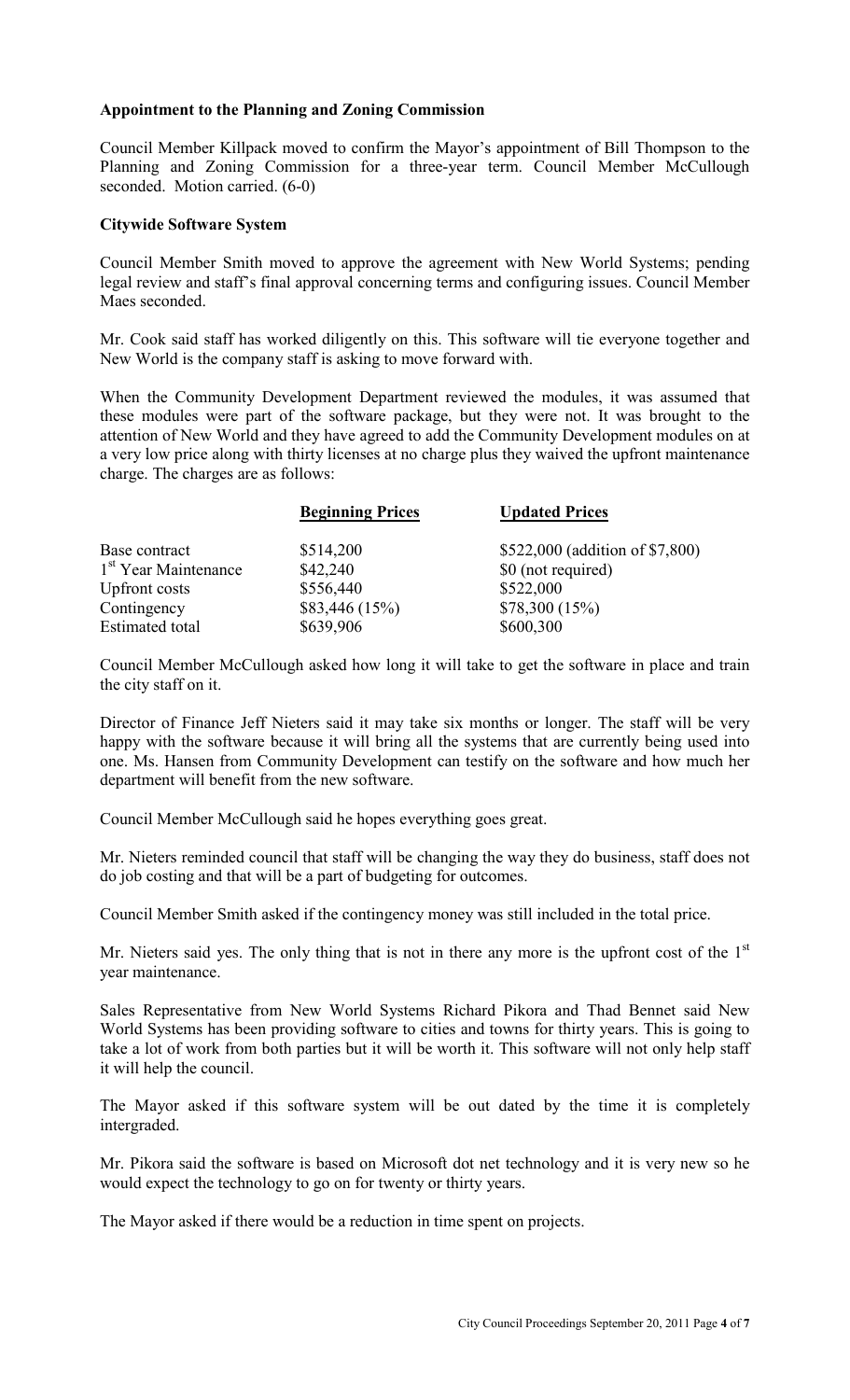**Appointment to the Planning and Zoning Commission**

Council Member Killpack moved to confirm the Mayor's appointment of Bill Thompson to the Planning and Zoning Commission for a three-year term. Council Member McCullough seconded. Motion carried. (6-0)

**Citywide Software System**

Council Member Smith moved to approve the agreement with New World Systems; pending legal review and staff's final approval concerning terms and configuring issues. Council Member Maes seconded.

Mr. Cook said staff has worked diligently on this. This software will tie everyone together and New World is the company staff is asking to move forward with.

When the Community Development Department reviewed the modules, it was assumed that these modules were part of the software package, but they were not. It was brought to the attention of New World and they have agreed to add the Community Development modules on at a very low price along with thirty licenses at no charge plus they waived the upfront maintenance charge. The charges are as follows:

| | **Beginning Prices** | **Updated Prices** |
|---|---|---|
| Base contract | \$514,200 | \$522,000 (addition of \$7,800) |
| 1st Year Maintenance | \$42,240 | \$0 (not required) |
| Upfront costs | \$556,440 | \$522,000 |
| Contingency | \$83,446 (15%) | \$78,300 (15%) |
| Estimated total | \$639,906 | \$600,300 |

Council Member McCullough asked how long it will take to get the software in place and train the city staff on it.

Director of Finance Jeff Nieters said it may take six months or longer. The staff will be very happy with the software because it will bring all the systems that are currently being used into one. Ms. Hansen from Community Development can testify on the software and how much her department will benefit from the new software.

Council Member McCullough said he hopes everything goes great.

Mr. Nieters reminded council that staff will be changing the way they do business, staff does not do job costing and that will be a part of budgeting for outcomes.

Council Member Smith asked if the contingency money was still included in the total price.

Mr. Nieters said yes. The only thing that is not in there any more is the upfront cost of the 1st year maintenance.

Sales Representative from New World Systems Richard Pikora and Thad Bennet said New World Systems has been providing software to cities and towns for thirty years. This is going to take a lot of work from both parties but it will be worth it. This software will not only help staff it will help the council.

The Mayor asked if this software system will be out dated by the time it is completely intergraded.

Mr. Pikora said the software is based on Microsoft dot net technology and it is very new so he would expect the technology to go on for twenty or thirty years.

The Mayor asked if there would be a reduction in time spent on projects.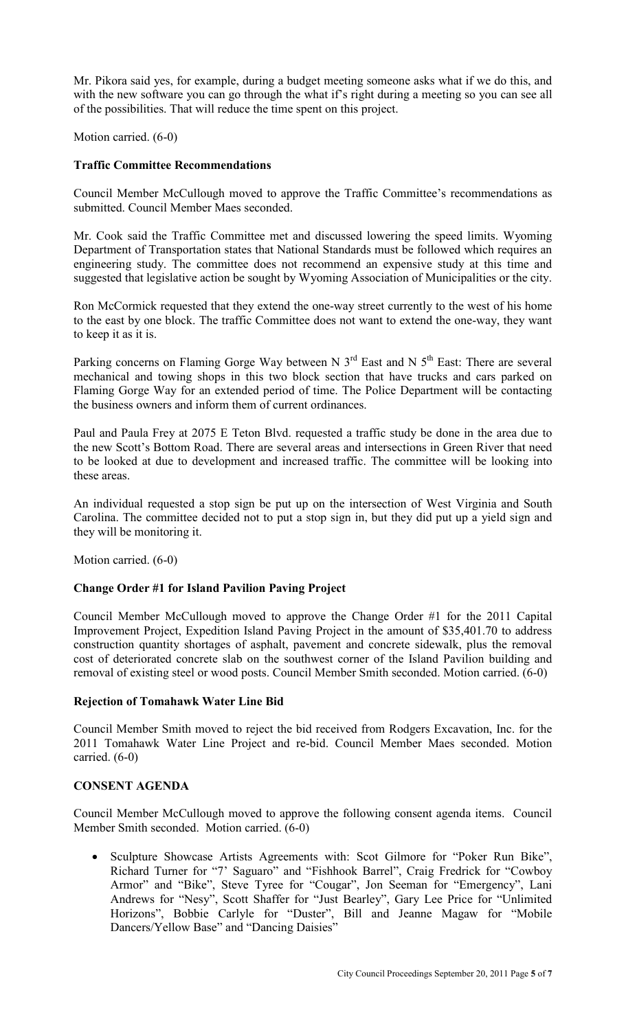Mr. Pikora said yes, for example, during a budget meeting someone asks what if we do this, and with the new software you can go through the what if's right during a meeting so you can see all of the possibilities. That will reduce the time spent on this project.

Motion carried. (6-0)

**Traffic Committee Recommendations**

Council Member McCullough moved to approve the Traffic Committee's recommendations as submitted. Council Member Maes seconded.

Mr. Cook said the Traffic Committee met and discussed lowering the speed limits. Wyoming Department of Transportation states that National Standards must be followed which requires an engineering study. The committee does not recommend an expensive study at this time and suggested that legislative action be sought by Wyoming Association of Municipalities or the city.

Ron McCormick requested that they extend the one-way street currently to the west of his home to the east by one block. The traffic Committee does not want to extend the one-way, they want to keep it as it is.

Parking concerns on Flaming Gorge Way between N 3rd East and N 5th East: There are several mechanical and towing shops in this two block section that have trucks and cars parked on Flaming Gorge Way for an extended period of time. The Police Department will be contacting the business owners and inform them of current ordinances.

Paul and Paula Frey at 2075 E Teton Blvd. requested a traffic study be done in the area due to the new Scott's Bottom Road. There are several areas and intersections in Green River that need to be looked at due to development and increased traffic. The committee will be looking into these areas.

An individual requested a stop sign be put up on the intersection of West Virginia and South Carolina. The committee decided not to put a stop sign in, but they did put up a yield sign and they will be monitoring it.

Motion carried. (6-0)

**Change Order #1 for Island Pavilion Paving Project**

Council Member McCullough moved to approve the Change Order #1 for the 2011 Capital Improvement Project, Expedition Island Paving Project in the amount of $35,401.70 to address construction quantity shortages of asphalt, pavement and concrete sidewalk, plus the removal cost of deteriorated concrete slab on the southwest corner of the Island Pavilion building and removal of existing steel or wood posts. Council Member Smith seconded. Motion carried. (6-0)

**Rejection of Tomahawk Water Line Bid**

Council Member Smith moved to reject the bid received from Rodgers Excavation, Inc. for the 2011 Tomahawk Water Line Project and re-bid. Council Member Maes seconded. Motion carried. (6-0)

**CONSENT AGENDA**

Council Member McCullough moved to approve the following consent agenda items. Council Member Smith seconded. Motion carried. (6-0)

- Sculpture Showcase Artists Agreements with: Scot Gilmore for "Poker Run Bike", Richard Turner for "7' Saguaro" and "Fishhook Barrel", Craig Fredrick for "Cowboy Armor" and "Bike", Steve Tyree for "Cougar", Jon Seeman for "Emergency", Lani Andrews for "Nesy", Scott Shaffer for "Just Bearley", Gary Lee Price for "Unlimited Horizons", Bobbie Carlyle for "Duster", Bill and Jeanne Magaw for "Mobile Dancers/Yellow Base" and "Dancing Daisies"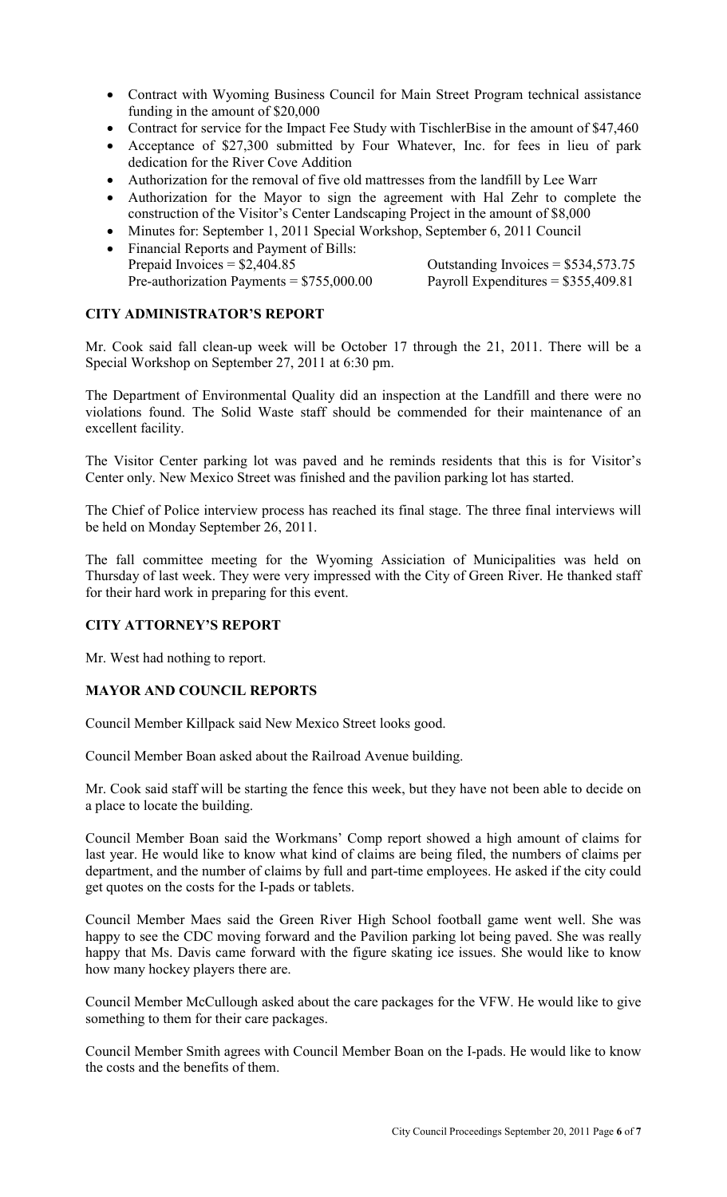- Contract with Wyoming Business Council for Main Street Program technical assistance funding in the amount of $20,000
- Contract for service for the Impact Fee Study with TischlerBise in the amount of $47,460
- Acceptance of $27,300 submitted by Four Whatever, Inc. for fees in lieu of park dedication for the River Cove Addition
- Authorization for the removal of five old mattresses from the landfill by Lee Warr
- Authorization for the Mayor to sign the agreement with Hal Zehr to complete the construction of the Visitor's Center Landscaping Project in the amount of $8,000
- Minutes for: September 1, 2011 Special Workshop, September 6, 2011 Council
- Financial Reports and Payment of Bills:
  Prepaid Invoices = $2,404.85 Outstanding Invoices = $534,573.75
  Pre-authorization Payments = $755,000.00 Payroll Expenditures = $355,409.81

## CITY ADMINISTRATOR'S REPORT

Mr. Cook said fall clean-up week will be October 17 through the 21, 2011. There will be a Special Workshop on September 27, 2011 at 6:30 pm.

The Department of Environmental Quality did an inspection at the Landfill and there were no violations found. The Solid Waste staff should be commended for their maintenance of an excellent facility.

The Visitor Center parking lot was paved and he reminds residents that this is for Visitor's Center only. New Mexico Street was finished and the pavilion parking lot has started.

The Chief of Police interview process has reached its final stage. The three final interviews will be held on Monday September 26, 2011.

The fall committee meeting for the Wyoming Assiciation of Municipalities was held on Thursday of last week. They were very impressed with the City of Green River. He thanked staff for their hard work in preparing for this event.

## CITY ATTORNEY'S REPORT

Mr. West had nothing to report.

## MAYOR AND COUNCIL REPORTS

Council Member Killpack said New Mexico Street looks good.

Council Member Boan asked about the Railroad Avenue building.

Mr. Cook said staff will be starting the fence this week, but they have not been able to decide on a place to locate the building.

Council Member Boan said the Workmans' Comp report showed a high amount of claims for last year. He would like to know what kind of claims are being filed, the numbers of claims per department, and the number of claims by full and part-time employees. He asked if the city could get quotes on the costs for the I-pads or tablets.

Council Member Maes said the Green River High School football game went well. She was happy to see the CDC moving forward and the Pavilion parking lot being paved. She was really happy that Ms. Davis came forward with the figure skating ice issues. She would like to know how many hockey players there are.

Council Member McCullough asked about the care packages for the VFW. He would like to give something to them for their care packages.

Council Member Smith agrees with Council Member Boan on the I-pads. He would like to know the costs and the benefits of them.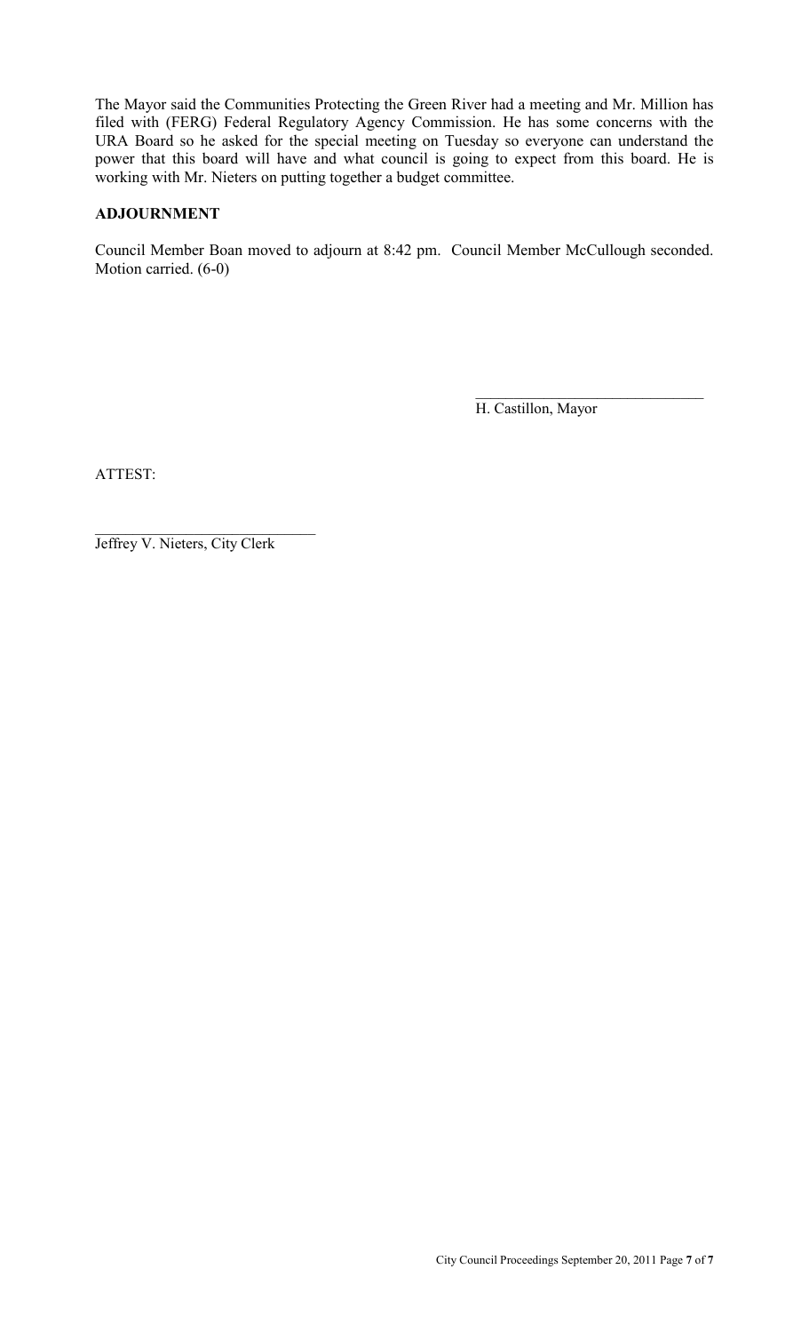The Mayor said the Communities Protecting the Green River had a meeting and Mr. Million has filed with (FERG) Federal Regulatory Agency Commission. He has some concerns with the URA Board so he asked for the special meeting on Tuesday so everyone can understand the power that this board will have and what council is going to expect from this board. He is working with Mr. Nieters on putting together a budget committee.

**ADJOURNMENT**

Council Member Boan moved to adjourn at 8:42 pm. Council Member McCullough seconded. Motion carried. (6-0)

\_\_\_\_\_\_\_\_\_\_\_\_\_\_\_\_\_\_\_\_\_\_\_\_\_\_\_\_\_\_

H. Castillon, Mayor

ATTEST:

\_\_\_\_\_\_\_\_\_\_\_\_\_\_\_\_\_\_\_\_\_\_\_\_\_\_\_\_\_\_

Jeffrey V. Nieters, City Clerk